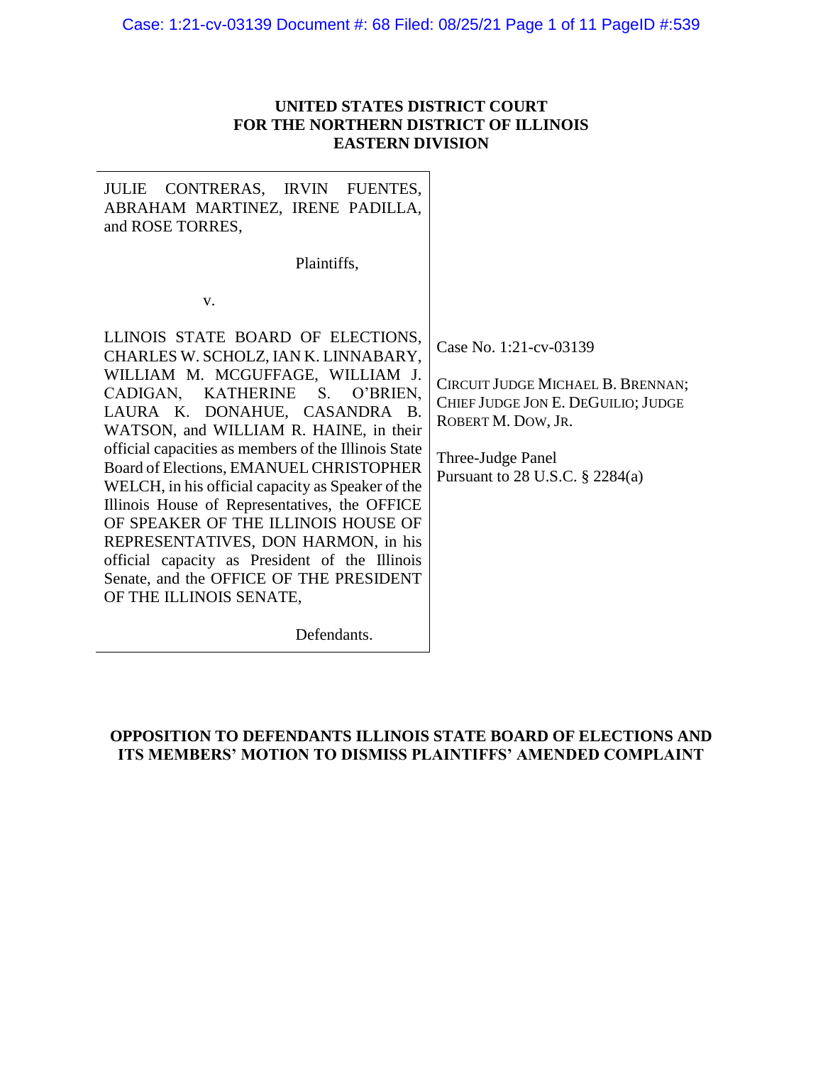**UNITED STATES DISTRICT COURT**
**FOR THE NORTHERN DISTRICT OF ILLINOIS**
**EASTERN DIVISION**

| | |
|---|---|
| JULIE CONTRERAS, IRVIN FUENTES, ABRAHAM MARTINEZ, IRENE PADILLA, and ROSE TORRES,<br><br>Plaintiffs,<br><br>v.<br><br>LLINOIS STATE BOARD OF ELECTIONS, CHARLES W. SCHOLZ, IAN K. LINNABARY, WILLIAM M. MCGUFFAGE, WILLIAM J. CADIGAN, KATHERINE S. O'BRIEN, LAURA K. DONAHUE, CASANDRA B. WATSON, and WILLIAM R. HAINE, in their official capacities as members of the Illinois State Board of Elections, EMANUEL CHRISTOPHER WELCH, in his official capacity as Speaker of the Illinois House of Representatives, the OFFICE OF SPEAKER OF THE ILLINOIS HOUSE OF REPRESENTATIVES, DON HARMON, in his official capacity as President of the Illinois Senate, and the OFFICE OF THE PRESIDENT OF THE ILLINOIS SENATE,<br><br>Defendants. | Case No. 1:21-cv-03139<br><br>CIRCUIT JUDGE MICHAEL B. BRENNAN; CHIEF JUDGE JON E. DEGUILIO; JUDGE ROBERT M. DOW, JR.<br><br>Three-Judge Panel<br>Pursuant to 28 U.S.C. § 2284(a) |

**OPPOSITION TO DEFENDANTS ILLINOIS STATE BOARD OF ELECTIONS AND ITS MEMBERS' MOTION TO DISMISS PLAINTIFFS' AMENDED COMPLAINT**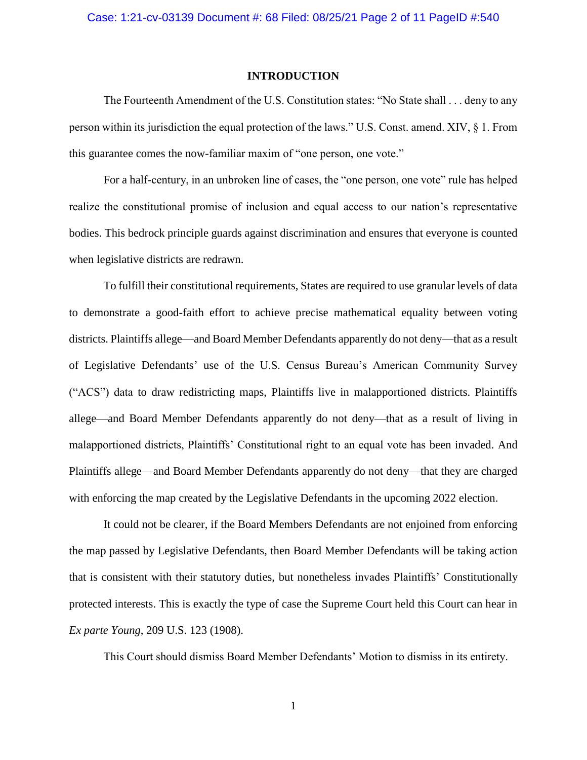## INTRODUCTION

The Fourteenth Amendment of the U.S. Constitution states: "No State shall . . . deny to any person within its jurisdiction the equal protection of the laws." U.S. Const. amend. XIV, § 1. From this guarantee comes the now-familiar maxim of "one person, one vote."

For a half-century, in an unbroken line of cases, the "one person, one vote" rule has helped realize the constitutional promise of inclusion and equal access to our nation's representative bodies. This bedrock principle guards against discrimination and ensures that everyone is counted when legislative districts are redrawn.

To fulfill their constitutional requirements, States are required to use granular levels of data to demonstrate a good-faith effort to achieve precise mathematical equality between voting districts. Plaintiffs allege—and Board Member Defendants apparently do not deny—that as a result of Legislative Defendants' use of the U.S. Census Bureau's American Community Survey ("ACS") data to draw redistricting maps, Plaintiffs live in malapportioned districts. Plaintiffs allege—and Board Member Defendants apparently do not deny—that as a result of living in malapportioned districts, Plaintiffs' Constitutional right to an equal vote has been invaded. And Plaintiffs allege—and Board Member Defendants apparently do not deny—that they are charged with enforcing the map created by the Legislative Defendants in the upcoming 2022 election.

It could not be clearer, if the Board Members Defendants are not enjoined from enforcing the map passed by Legislative Defendants, then Board Member Defendants will be taking action that is consistent with their statutory duties, but nonetheless invades Plaintiffs' Constitutionally protected interests. This is exactly the type of case the Supreme Court held this Court can hear in *Ex parte Young*, 209 U.S. 123 (1908).

This Court should dismiss Board Member Defendants' Motion to dismiss in its entirety.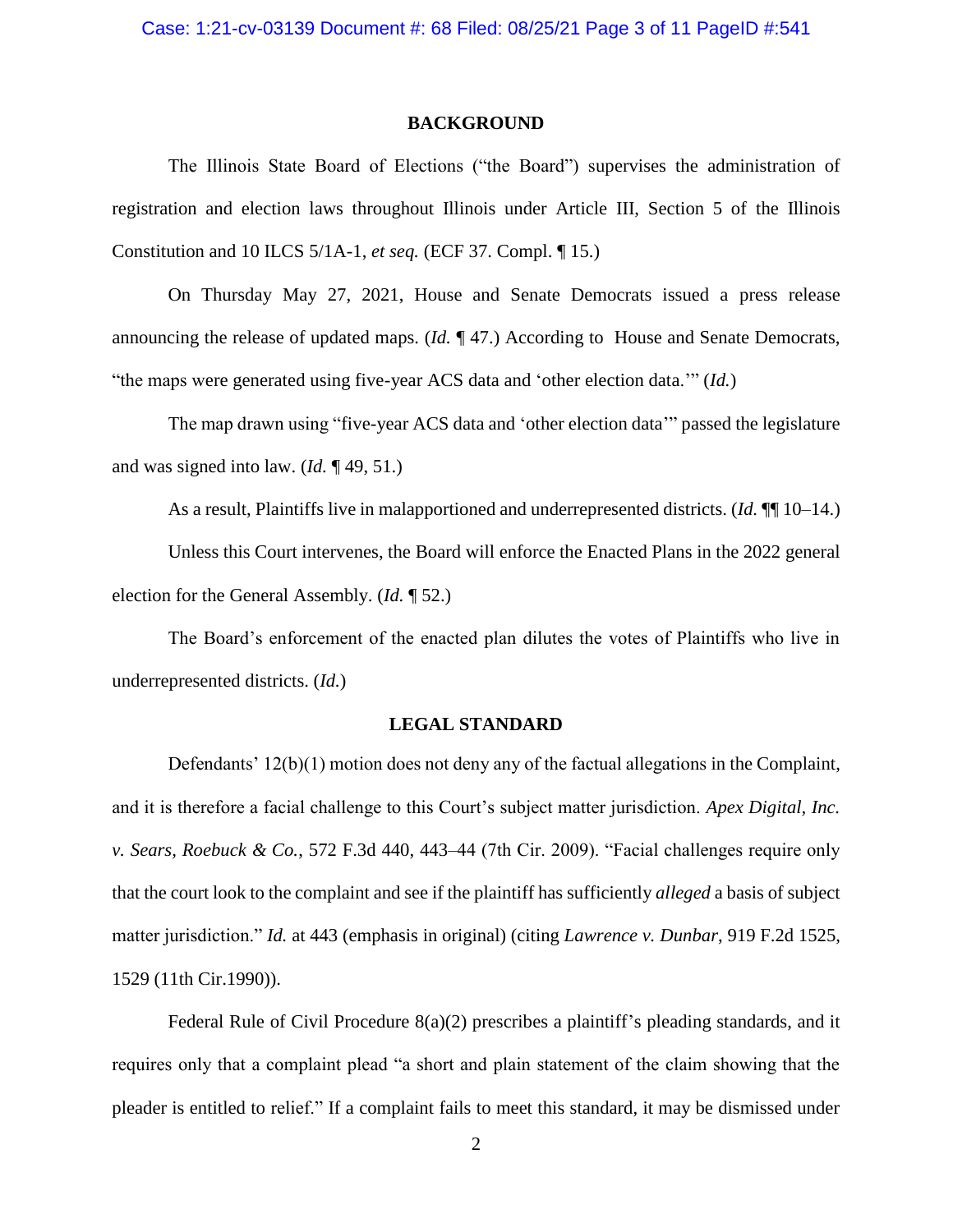## BACKGROUND

The Illinois State Board of Elections ("the Board") supervises the administration of registration and election laws throughout Illinois under Article III, Section 5 of the Illinois Constitution and 10 ILCS 5/1A-1, *et seq.* (ECF 37. Compl. ¶ 15.)

On Thursday May 27, 2021, House and Senate Democrats issued a press release announcing the release of updated maps. (*Id.* ¶ 47.) According to House and Senate Democrats, "the maps were generated using five-year ACS data and 'other election data.'" (*Id.*)

The map drawn using "five-year ACS data and 'other election data'" passed the legislature and was signed into law. (*Id.* ¶ 49, 51.)

As a result, Plaintiffs live in malapportioned and underrepresented districts. (*Id.* ¶¶ 10–14.)

Unless this Court intervenes, the Board will enforce the Enacted Plans in the 2022 general election for the General Assembly. (*Id.* ¶ 52.)

The Board's enforcement of the enacted plan dilutes the votes of Plaintiffs who live in underrepresented districts. (*Id.*)

## LEGAL STANDARD

Defendants' 12(b)(1) motion does not deny any of the factual allegations in the Complaint, and it is therefore a facial challenge to this Court's subject matter jurisdiction. *Apex Digital, Inc. v. Sears, Roebuck & Co.*, 572 F.3d 440, 443–44 (7th Cir. 2009). "Facial challenges require only that the court look to the complaint and see if the plaintiff has sufficiently *alleged* a basis of subject matter jurisdiction." *Id.* at 443 (emphasis in original) (citing *Lawrence v. Dunbar*, 919 F.2d 1525, 1529 (11th Cir.1990)).

Federal Rule of Civil Procedure 8(a)(2) prescribes a plaintiff's pleading standards, and it requires only that a complaint plead "a short and plain statement of the claim showing that the pleader is entitled to relief." If a complaint fails to meet this standard, it may be dismissed under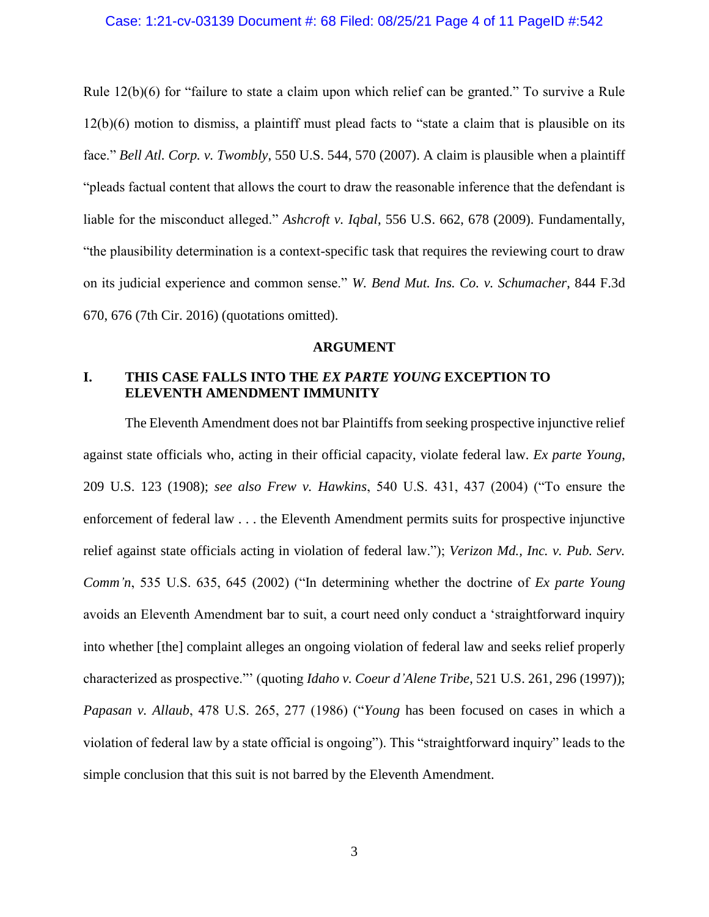Rule 12(b)(6) for "failure to state a claim upon which relief can be granted." To survive a Rule 12(b)(6) motion to dismiss, a plaintiff must plead facts to "state a claim that is plausible on its face." *Bell Atl. Corp. v. Twombly*, 550 U.S. 544, 570 (2007). A claim is plausible when a plaintiff "pleads factual content that allows the court to draw the reasonable inference that the defendant is liable for the misconduct alleged." *Ashcroft v. Iqbal*, 556 U.S. 662, 678 (2009). Fundamentally, "the plausibility determination is a context-specific task that requires the reviewing court to draw on its judicial experience and common sense." *W. Bend Mut. Ins. Co. v. Schumacher*, 844 F.3d 670, 676 (7th Cir. 2016) (quotations omitted).

## ARGUMENT

### I. THIS CASE FALLS INTO THE *EX PARTE YOUNG* EXCEPTION TO ELEVENTH AMENDMENT IMMUNITY

The Eleventh Amendment does not bar Plaintiffs from seeking prospective injunctive relief against state officials who, acting in their official capacity, violate federal law. *Ex parte Young*, 209 U.S. 123 (1908); *see also Frew v. Hawkins*, 540 U.S. 431, 437 (2004) ("To ensure the enforcement of federal law . . . the Eleventh Amendment permits suits for prospective injunctive relief against state officials acting in violation of federal law."); *Verizon Md., Inc. v. Pub. Serv. Comm'n*, 535 U.S. 635, 645 (2002) ("In determining whether the doctrine of *Ex parte Young* avoids an Eleventh Amendment bar to suit, a court need only conduct a 'straightforward inquiry into whether [the] complaint alleges an ongoing violation of federal law and seeks relief properly characterized as prospective.'" (quoting *Idaho v. Coeur d'Alene Tribe*, 521 U.S. 261, 296 (1997)); *Papasan v. Allaub*, 478 U.S. 265, 277 (1986) ("*Young* has been focused on cases in which a violation of federal law by a state official is ongoing"). This "straightforward inquiry" leads to the simple conclusion that this suit is not barred by the Eleventh Amendment.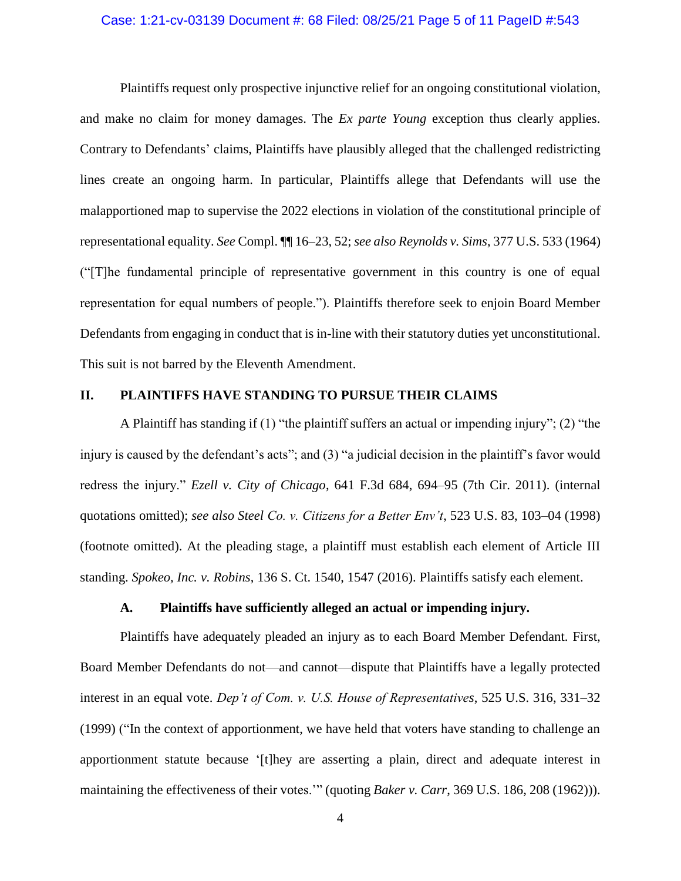Plaintiffs request only prospective injunctive relief for an ongoing constitutional violation, and make no claim for money damages. The *Ex parte Young* exception thus clearly applies. Contrary to Defendants' claims, Plaintiffs have plausibly alleged that the challenged redistricting lines create an ongoing harm. In particular, Plaintiffs allege that Defendants will use the malapportioned map to supervise the 2022 elections in violation of the constitutional principle of representational equality. *See* Compl. ¶¶ 16–23, 52; *see also Reynolds v. Sims*, 377 U.S. 533 (1964) ("[T]he fundamental principle of representative government in this country is one of equal representation for equal numbers of people."). Plaintiffs therefore seek to enjoin Board Member Defendants from engaging in conduct that is in-line with their statutory duties yet unconstitutional. This suit is not barred by the Eleventh Amendment.

## II. PLAINTIFFS HAVE STANDING TO PURSUE THEIR CLAIMS

A Plaintiff has standing if (1) "the plaintiff suffers an actual or impending injury"; (2) "the injury is caused by the defendant's acts"; and (3) "a judicial decision in the plaintiff's favor would redress the injury." *Ezell v. City of Chicago*, 641 F.3d 684, 694–95 (7th Cir. 2011). (internal quotations omitted); *see also Steel Co. v. Citizens for a Better Env't*, 523 U.S. 83, 103–04 (1998) (footnote omitted). At the pleading stage, a plaintiff must establish each element of Article III standing. *Spokeo, Inc. v. Robins*, 136 S. Ct. 1540, 1547 (2016). Plaintiffs satisfy each element.

### A. Plaintiffs have sufficiently alleged an actual or impending injury.

Plaintiffs have adequately pleaded an injury as to each Board Member Defendant. First, Board Member Defendants do not—and cannot—dispute that Plaintiffs have a legally protected interest in an equal vote. *Dep't of Com. v. U.S. House of Representatives*, 525 U.S. 316, 331–32 (1999) ("In the context of apportionment, we have held that voters have standing to challenge an apportionment statute because '[t]hey are asserting a plain, direct and adequate interest in maintaining the effectiveness of their votes.'" (quoting *Baker v. Carr*, 369 U.S. 186, 208 (1962))).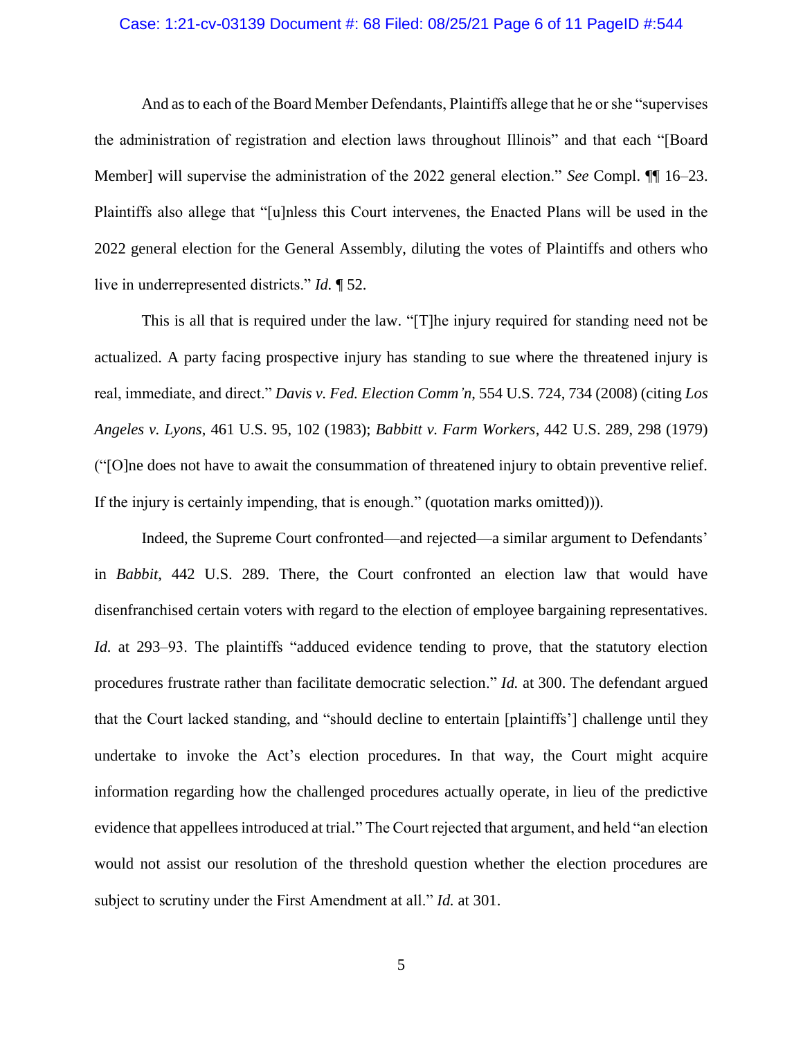And as to each of the Board Member Defendants, Plaintiffs allege that he or she "supervises the administration of registration and election laws throughout Illinois" and that each "[Board Member] will supervise the administration of the 2022 general election." *See* Compl. ¶¶ 16–23. Plaintiffs also allege that "[u]nless this Court intervenes, the Enacted Plans will be used in the 2022 general election for the General Assembly, diluting the votes of Plaintiffs and others who live in underrepresented districts." *Id.* ¶ 52.

This is all that is required under the law. "[T]he injury required for standing need not be actualized. A party facing prospective injury has standing to sue where the threatened injury is real, immediate, and direct." *Davis v. Fed. Election Comm'n*, 554 U.S. 724, 734 (2008) (citing *Los Angeles v. Lyons*, 461 U.S. 95, 102 (1983); *Babbitt v. Farm Workers*, 442 U.S. 289, 298 (1979) ("[O]ne does not have to await the consummation of threatened injury to obtain preventive relief. If the injury is certainly impending, that is enough." (quotation marks omitted))).

Indeed, the Supreme Court confronted—and rejected—a similar argument to Defendants' in *Babbit*, 442 U.S. 289. There, the Court confronted an election law that would have disenfranchised certain voters with regard to the election of employee bargaining representatives. *Id.* at 293–93. The plaintiffs "adduced evidence tending to prove, that the statutory election procedures frustrate rather than facilitate democratic selection." *Id.* at 300. The defendant argued that the Court lacked standing, and "should decline to entertain [plaintiffs'] challenge until they undertake to invoke the Act's election procedures. In that way, the Court might acquire information regarding how the challenged procedures actually operate, in lieu of the predictive evidence that appellees introduced at trial." The Court rejected that argument, and held "an election would not assist our resolution of the threshold question whether the election procedures are subject to scrutiny under the First Amendment at all." *Id.* at 301.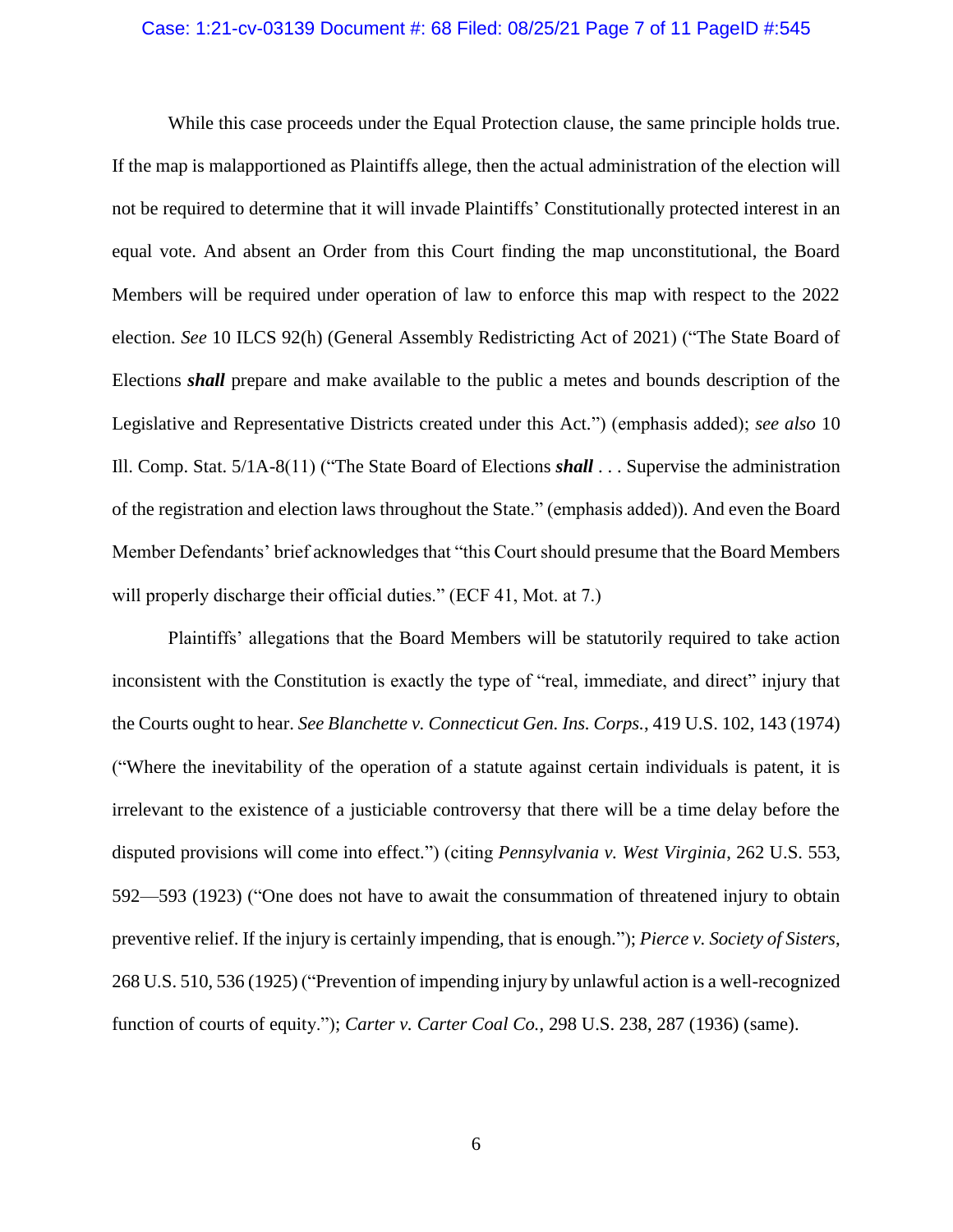While this case proceeds under the Equal Protection clause, the same principle holds true. If the map is malapportioned as Plaintiffs allege, then the actual administration of the election will not be required to determine that it will invade Plaintiffs' Constitutionally protected interest in an equal vote. And absent an Order from this Court finding the map unconstitutional, the Board Members will be required under operation of law to enforce this map with respect to the 2022 election. *See* 10 ILCS 92(h) (General Assembly Redistricting Act of 2021) ("The State Board of Elections ***shall*** prepare and make available to the public a metes and bounds description of the Legislative and Representative Districts created under this Act.") (emphasis added); *see also* 10 Ill. Comp. Stat. 5/1A-8(11) ("The State Board of Elections ***shall*** . . . Supervise the administration of the registration and election laws throughout the State." (emphasis added)). And even the Board Member Defendants' brief acknowledges that "this Court should presume that the Board Members will properly discharge their official duties." (ECF 41, Mot. at 7.)

Plaintiffs' allegations that the Board Members will be statutorily required to take action inconsistent with the Constitution is exactly the type of "real, immediate, and direct" injury that the Courts ought to hear. *See Blanchette v. Connecticut Gen. Ins. Corps.*, 419 U.S. 102, 143 (1974) ("Where the inevitability of the operation of a statute against certain individuals is patent, it is irrelevant to the existence of a justiciable controversy that there will be a time delay before the disputed provisions will come into effect.") (citing *Pennsylvania v. West Virginia*, 262 U.S. 553, 592—593 (1923) ("One does not have to await the consummation of threatened injury to obtain preventive relief. If the injury is certainly impending, that is enough."); *Pierce v. Society of Sisters*, 268 U.S. 510, 536 (1925) ("Prevention of impending injury by unlawful action is a well-recognized function of courts of equity."); *Carter v. Carter Coal Co.*, 298 U.S. 238, 287 (1936) (same).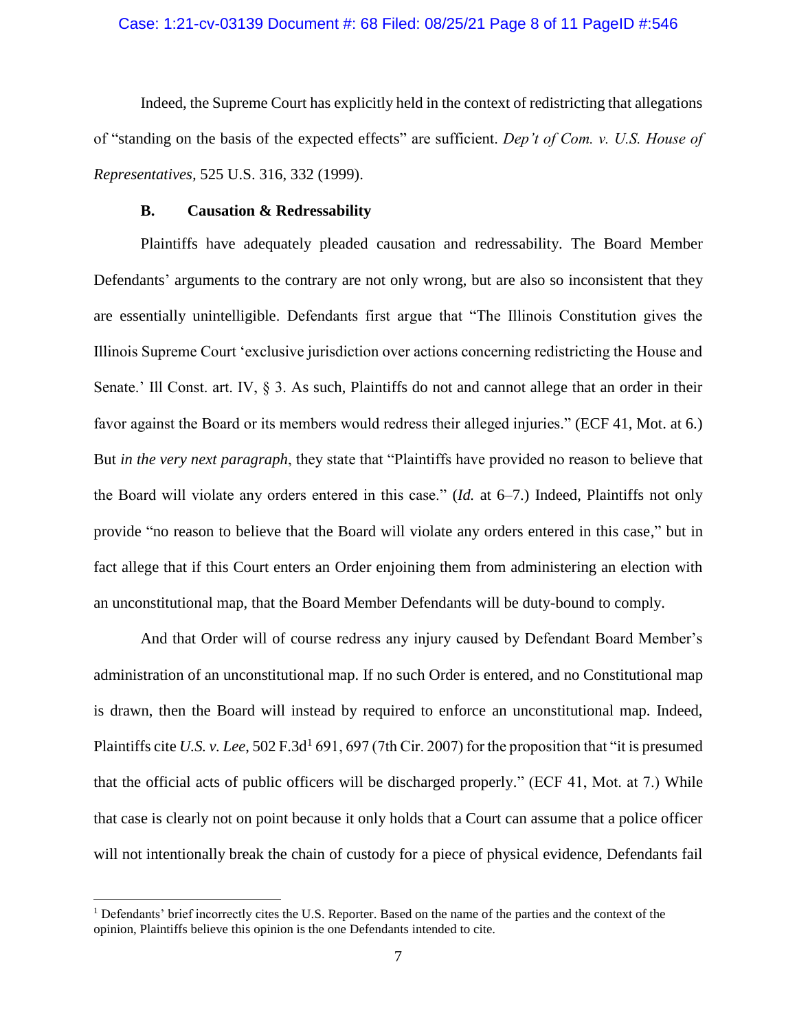Indeed, the Supreme Court has explicitly held in the context of redistricting that allegations of "standing on the basis of the expected effects" are sufficient. *Dep't of Com. v. U.S. House of Representatives*, 525 U.S. 316, 332 (1999).

### B. Causation & Redressability

Plaintiffs have adequately pleaded causation and redressability. The Board Member Defendants' arguments to the contrary are not only wrong, but are also so inconsistent that they are essentially unintelligible. Defendants first argue that "The Illinois Constitution gives the Illinois Supreme Court 'exclusive jurisdiction over actions concerning redistricting the House and Senate.' Ill Const. art. IV, § 3. As such, Plaintiffs do not and cannot allege that an order in their favor against the Board or its members would redress their alleged injuries." (ECF 41, Mot. at 6.) But *in the very next paragraph*, they state that "Plaintiffs have provided no reason to believe that the Board will violate any orders entered in this case." (*Id.* at 6–7.) Indeed, Plaintiffs not only provide "no reason to believe that the Board will violate any orders entered in this case," but in fact allege that if this Court enters an Order enjoining them from administering an election with an unconstitutional map, that the Board Member Defendants will be duty-bound to comply.

And that Order will of course redress any injury caused by Defendant Board Member's administration of an unconstitutional map. If no such Order is entered, and no Constitutional map is drawn, then the Board will instead by required to enforce an unconstitutional map. Indeed, Plaintiffs cite *U.S. v. Lee*, 502 F.3d[1] 691, 697 (7th Cir. 2007) for the proposition that "it is presumed that the official acts of public officers will be discharged properly." (ECF 41, Mot. at 7.) While that case is clearly not on point because it only holds that a Court can assume that a police officer will not intentionally break the chain of custody for a piece of physical evidence, Defendants fail

[1] Defendants' brief incorrectly cites the U.S. Reporter. Based on the name of the parties and the context of the opinion, Plaintiffs believe this opinion is the one Defendants intended to cite.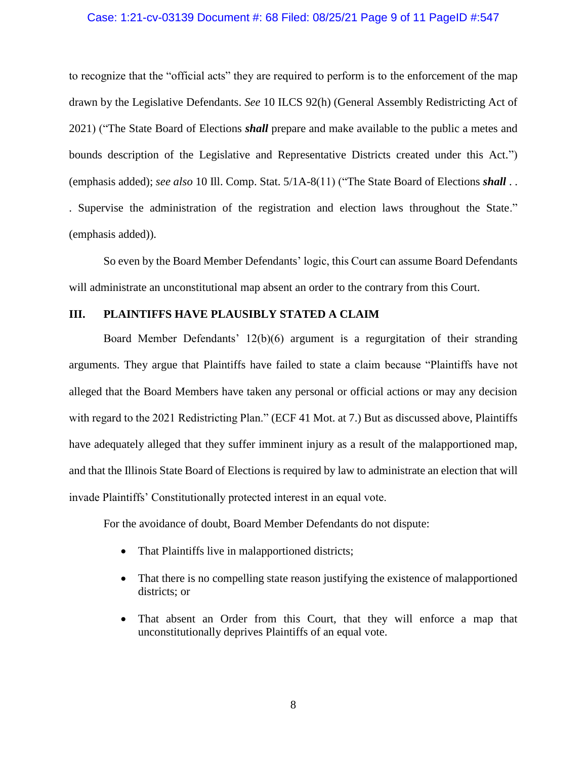to recognize that the "official acts" they are required to perform is to the enforcement of the map drawn by the Legislative Defendants. *See* 10 ILCS 92(h) (General Assembly Redistricting Act of 2021) ("The State Board of Elections ***shall*** prepare and make available to the public a metes and bounds description of the Legislative and Representative Districts created under this Act.") (emphasis added); *see also* 10 Ill. Comp. Stat. 5/1A-8(11) ("The State Board of Elections ***shall*** . . . Supervise the administration of the registration and election laws throughout the State." (emphasis added)).

So even by the Board Member Defendants' logic, this Court can assume Board Defendants will administrate an unconstitutional map absent an order to the contrary from this Court.

## III. PLAINTIFFS HAVE PLAUSIBLY STATED A CLAIM

Board Member Defendants' 12(b)(6) argument is a regurgitation of their stranding arguments. They argue that Plaintiffs have failed to state a claim because "Plaintiffs have not alleged that the Board Members have taken any personal or official actions or may any decision with regard to the 2021 Redistricting Plan." (ECF 41 Mot. at 7.) But as discussed above, Plaintiffs have adequately alleged that they suffer imminent injury as a result of the malapportioned map, and that the Illinois State Board of Elections is required by law to administrate an election that will invade Plaintiffs' Constitutionally protected interest in an equal vote.

For the avoidance of doubt, Board Member Defendants do not dispute:

- That Plaintiffs live in malapportioned districts;
- That there is no compelling state reason justifying the existence of malapportioned districts; or
- That absent an Order from this Court, that they will enforce a map that unconstitutionally deprives Plaintiffs of an equal vote.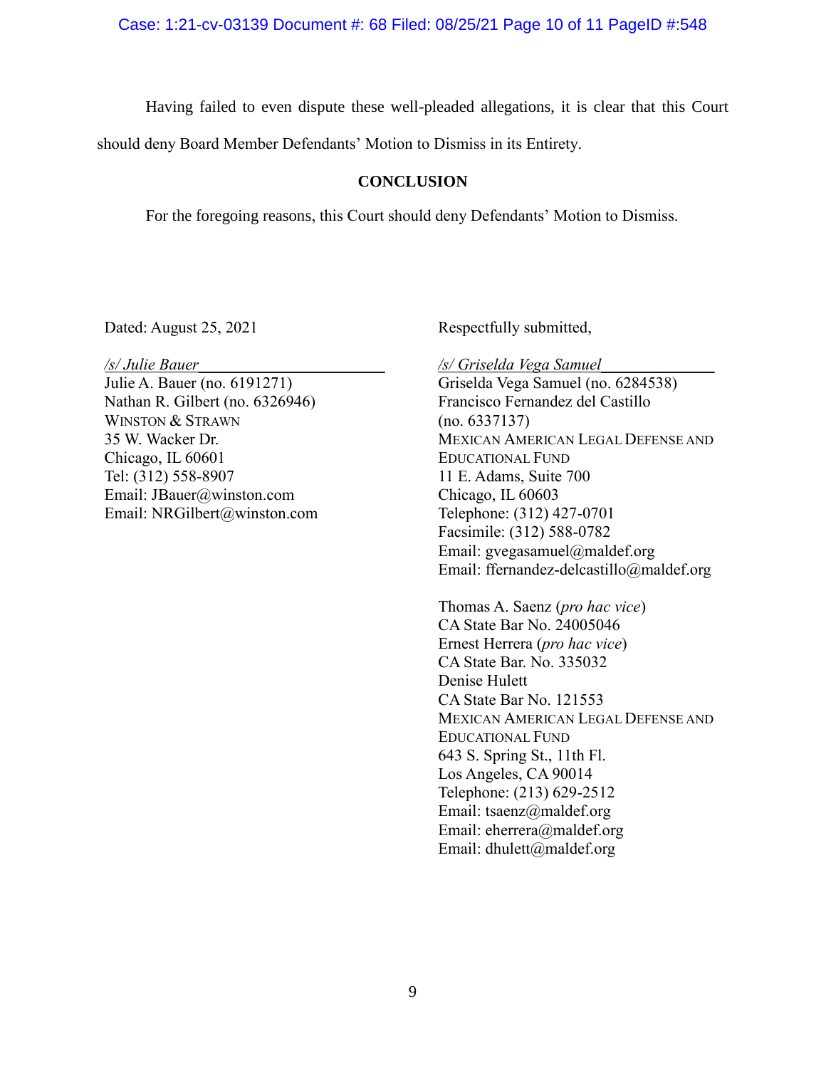Having failed to even dispute these well-pleaded allegations, it is clear that this Court should deny Board Member Defendants' Motion to Dismiss in its Entirety.

## CONCLUSION

For the foregoing reasons, this Court should deny Defendants' Motion to Dismiss.

Dated: August 25, 2021

Respectfully submitted,

*/s/ Julie Bauer*
Julie A. Bauer (no. 6191271)
Nathan R. Gilbert (no. 6326946)
WINSTON & STRAWN
35 W. Wacker Dr.
Chicago, IL 60601
Tel: (312) 558-8907
Email: JBauer@winston.com
Email: NRGilbert@winston.com

*/s/ Griselda Vega Samuel*
Griselda Vega Samuel (no. 6284538)
Francisco Fernandez del Castillo
(no. 6337137)
MEXICAN AMERICAN LEGAL DEFENSE AND EDUCATIONAL FUND
11 E. Adams, Suite 700
Chicago, IL 60603
Telephone: (312) 427-0701
Facsimile: (312) 588-0782
Email: gvegasamuel@maldef.org
Email: ffernandez-delcastillo@maldef.org

Thomas A. Saenz (*pro hac vice*)
CA State Bar No. 24005046
Ernest Herrera (*pro hac vice*)
CA State Bar. No. 335032
Denise Hulett
CA State Bar No. 121553
MEXICAN AMERICAN LEGAL DEFENSE AND EDUCATIONAL FUND
643 S. Spring St., 11th Fl.
Los Angeles, CA 90014
Telephone: (213) 629-2512
Email: tsaenz@maldef.org
Email: eherrera@maldef.org
Email: dhulett@maldef.org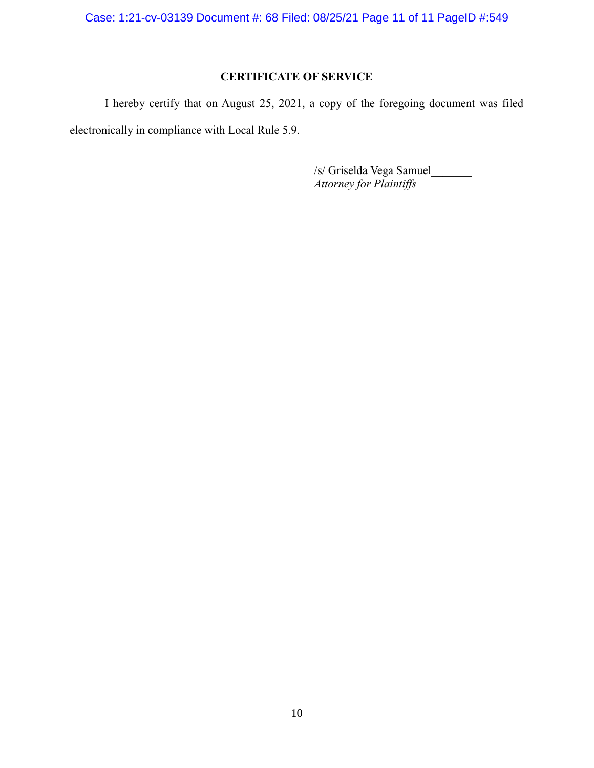## CERTIFICATE OF SERVICE

I hereby certify that on August 25, 2021, a copy of the foregoing document was filed electronically in compliance with Local Rule 5.9.

/s/ Griselda Vega Samuel
*Attorney for Plaintiffs*